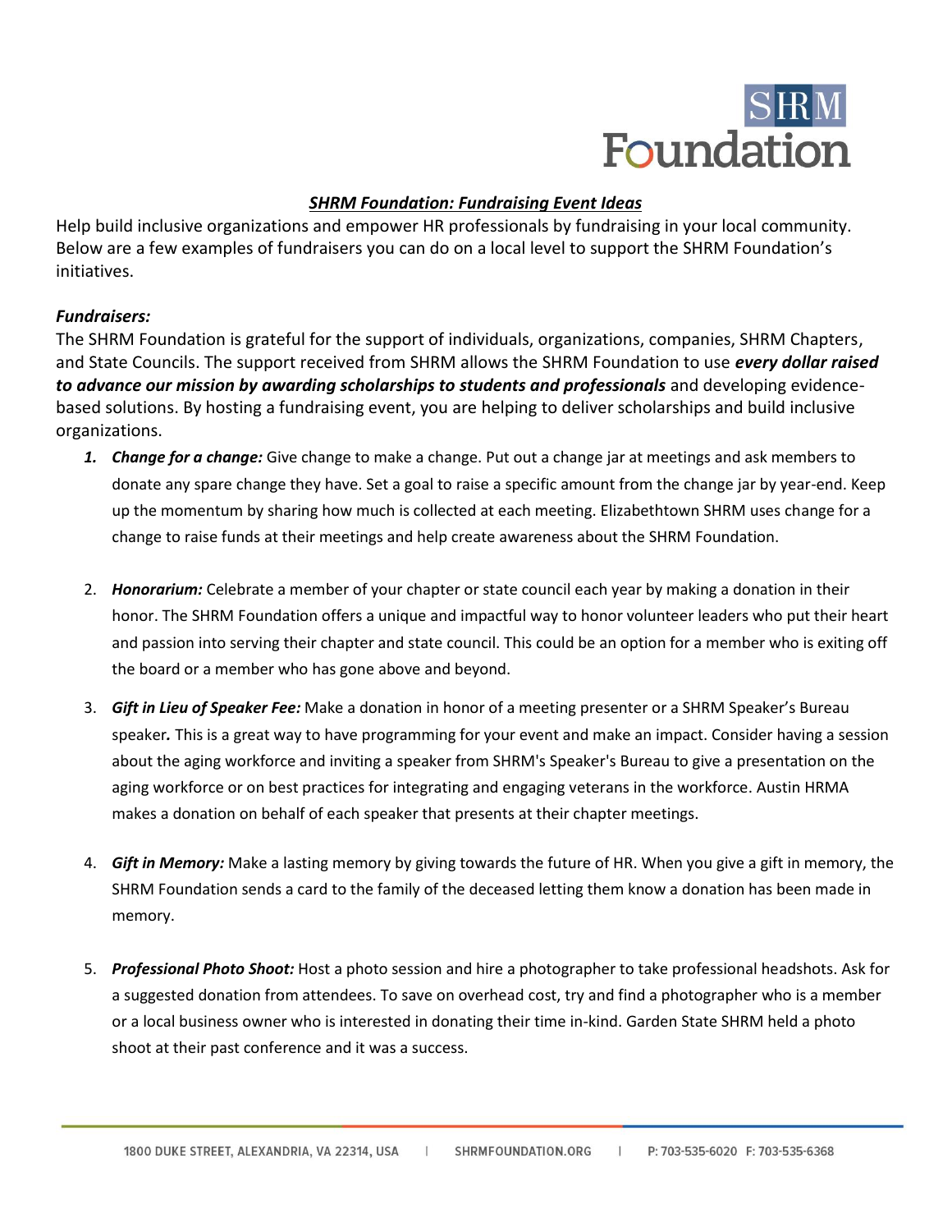SHRM Foundation

**_SHRM Foundation: Fundraising Event Ideas_**

Help build inclusive organizations and empower HR professionals by fundraising in your local community. Below are a few examples of fundraisers you can do on a local level to support the SHRM Foundation's initiatives.

***Fundraisers:***

The SHRM Foundation is grateful for the support of individuals, organizations, companies, SHRM Chapters, and State Councils. The support received from SHRM allows the SHRM Foundation to use ***every dollar raised to advance our mission by awarding scholarships to students and professionals*** and developing evidence-based solutions. By hosting a fundraising event, you are helping to deliver scholarships and build inclusive organizations.

1. ***Change for a change:*** Give change to make a change. Put out a change jar at meetings and ask members to donate any spare change they have. Set a goal to raise a specific amount from the change jar by year-end. Keep up the momentum by sharing how much is collected at each meeting. Elizabethtown SHRM uses change for a change to raise funds at their meetings and help create awareness about the SHRM Foundation.

2. ***Honorarium:*** Celebrate a member of your chapter or state council each year by making a donation in their honor. The SHRM Foundation offers a unique and impactful way to honor volunteer leaders who put their heart and passion into serving their chapter and state council. This could be an option for a member who is exiting off the board or a member who has gone above and beyond.

3. ***Gift in Lieu of Speaker Fee:*** Make a donation in honor of a meeting presenter or a SHRM Speaker's Bureau speaker***.*** This is a great way to have programming for your event and make an impact. Consider having a session about the aging workforce and inviting a speaker from SHRM's Speaker's Bureau to give a presentation on the aging workforce or on best practices for integrating and engaging veterans in the workforce. Austin HRMA makes a donation on behalf of each speaker that presents at their chapter meetings.

4. ***Gift in Memory:*** Make a lasting memory by giving towards the future of HR. When you give a gift in memory, the SHRM Foundation sends a card to the family of the deceased letting them know a donation has been made in memory.

5. ***Professional Photo Shoot:*** Host a photo session and hire a photographer to take professional headshots. Ask for a suggested donation from attendees. To save on overhead cost, try and find a photographer who is a member or a local business owner who is interested in donating their time in-kind. Garden State SHRM held a photo shoot at their past conference and it was a success.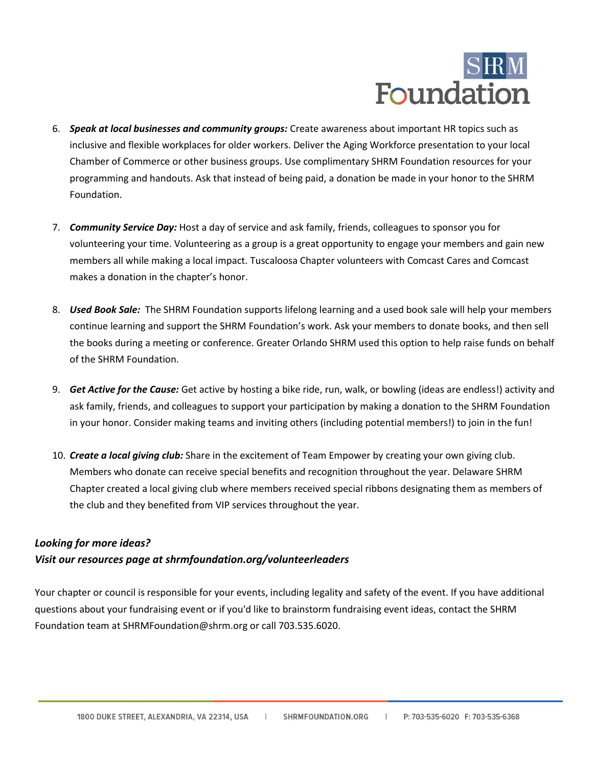6. ***Speak at local businesses and community groups:*** Create awareness about important HR topics such as inclusive and flexible workplaces for older workers. Deliver the Aging Workforce presentation to your local Chamber of Commerce or other business groups. Use complimentary SHRM Foundation resources for your programming and handouts. Ask that instead of being paid, a donation be made in your honor to the SHRM Foundation.

7. ***Community Service Day:*** Host a day of service and ask family, friends, colleagues to sponsor you for volunteering your time. Volunteering as a group is a great opportunity to engage your members and gain new members all while making a local impact. Tuscaloosa Chapter volunteers with Comcast Cares and Comcast makes a donation in the chapter's honor.

8. ***Used Book Sale:*** The SHRM Foundation supports lifelong learning and a used book sale will help your members continue learning and support the SHRM Foundation's work. Ask your members to donate books, and then sell the books during a meeting or conference. Greater Orlando SHRM used this option to help raise funds on behalf of the SHRM Foundation.

9. ***Get Active for the Cause:*** Get active by hosting a bike ride, run, walk, or bowling (ideas are endless!) activity and ask family, friends, and colleagues to support your participation by making a donation to the SHRM Foundation in your honor. Consider making teams and inviting others (including potential members!) to join in the fun!

10. ***Create a local giving club:*** Share in the excitement of Team Empower by creating your own giving club. Members who donate can receive special benefits and recognition throughout the year. Delaware SHRM Chapter created a local giving club where members received special ribbons designating them as members of the club and they benefited from VIP services throughout the year.

***Looking for more ideas?***
***Visit our resources page at shrmfoundation.org/volunteerleaders***

Your chapter or council is responsible for your events, including legality and safety of the event. If you have additional questions about your fundraising event or if you'd like to brainstorm fundraising event ideas, contact the SHRM Foundation team at SHRMFoundation@shrm.org or call 703.535.6020.